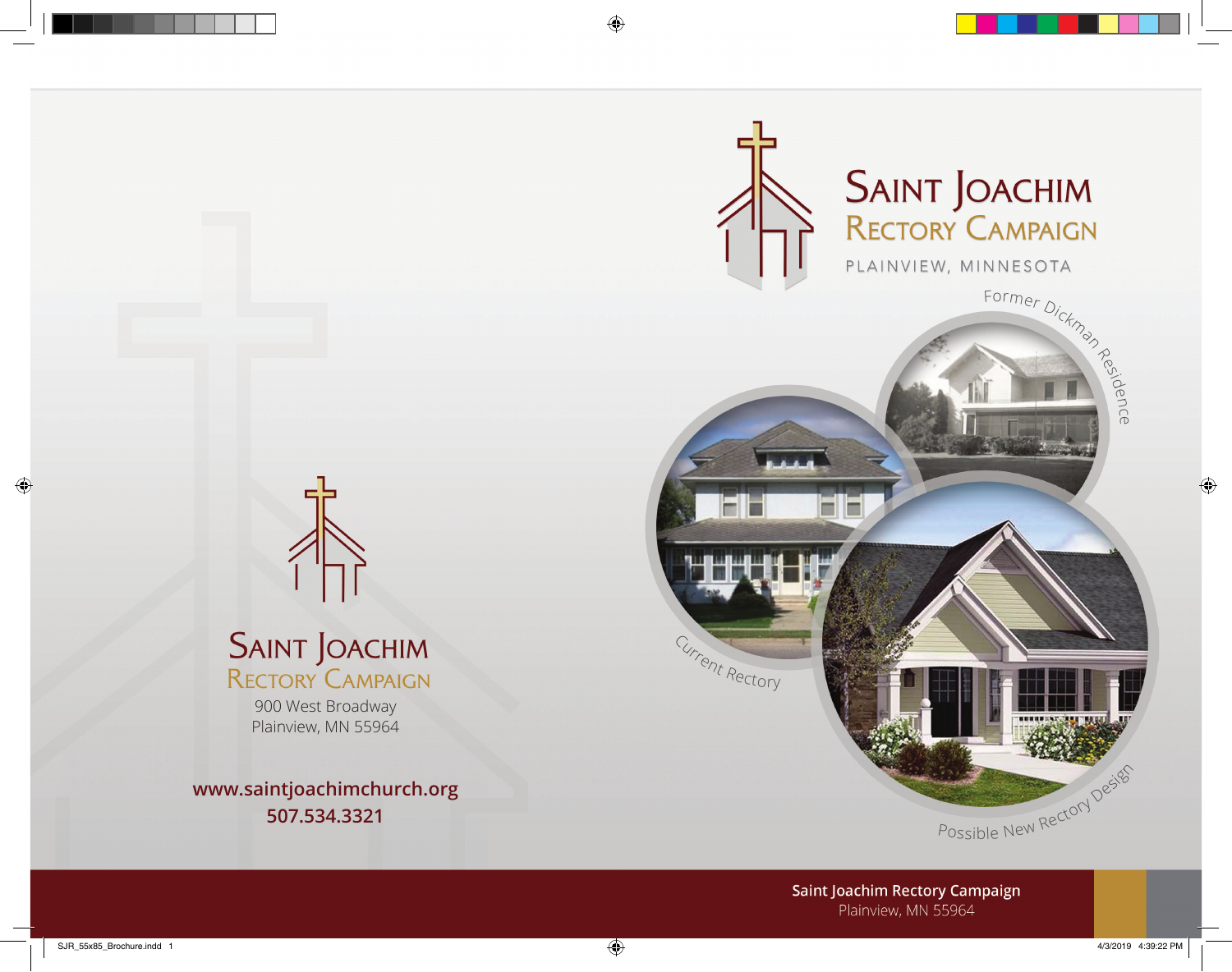# Saint Joachim
## Rectory Campaign

900 West Broadway
Plainview, MN 55964

**www.saintjoachimchurch.org**
**507.534.3321**

# Saint Joachim
## Rectory Campaign

PLAINVIEW, MINNESOTA

Former Dickman Residence

Current Rectory

Possible New Rectory Design

**Saint Joachim Rectory Campaign**
Plainview, MN 55964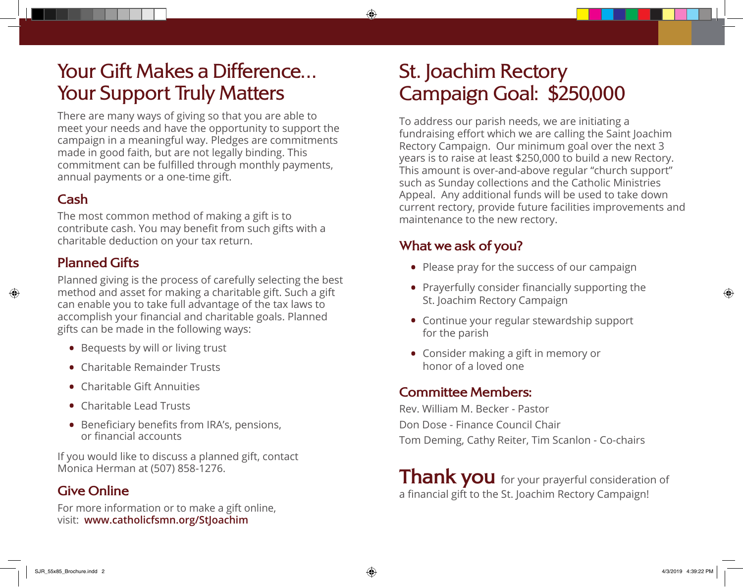# Your Gift Makes a Difference… Your Support Truly Matters

There are many ways of giving so that you are able to meet your needs and have the opportunity to support the campaign in a meaningful way. Pledges are commitments made in good faith, but are not legally binding. This commitment can be fulfilled through monthly payments, annual payments or a one-time gift.

## Cash

The most common method of making a gift is to contribute cash. You may benefit from such gifts with a charitable deduction on your tax return.

## Planned Gifts

Planned giving is the process of carefully selecting the best method and asset for making a charitable gift. Such a gift can enable you to take full advantage of the tax laws to accomplish your financial and charitable goals. Planned gifts can be made in the following ways:

- Bequests by will or living trust
- Charitable Remainder Trusts
- Charitable Gift Annuities
- Charitable Lead Trusts
- Beneficiary benefits from IRA's, pensions, or financial accounts

If you would like to discuss a planned gift, contact Monica Herman at (507) 858-1276.

## Give Online

For more information or to make a gift online, visit: **www.catholicfsmn.org/StJoachim**

# St. Joachim Rectory Campaign Goal: $250,000

To address our parish needs, we are initiating a fundraising effort which we are calling the Saint Joachim Rectory Campaign. Our minimum goal over the next 3 years is to raise at least $250,000 to build a new Rectory. This amount is over-and-above regular "church support" such as Sunday collections and the Catholic Ministries Appeal. Any additional funds will be used to take down current rectory, provide future facilities improvements and maintenance to the new rectory.

## What we ask of you?

- Please pray for the success of our campaign
- Prayerfully consider financially supporting the St. Joachim Rectory Campaign
- Continue your regular stewardship support for the parish
- Consider making a gift in memory or honor of a loved one

## Committee Members:

Rev. William M. Becker - Pastor

Don Dose - Finance Council Chair

Tom Deming, Cathy Reiter, Tim Scanlon - Co-chairs

**Thank you** for your prayerful consideration of a financial gift to the St. Joachim Rectory Campaign!